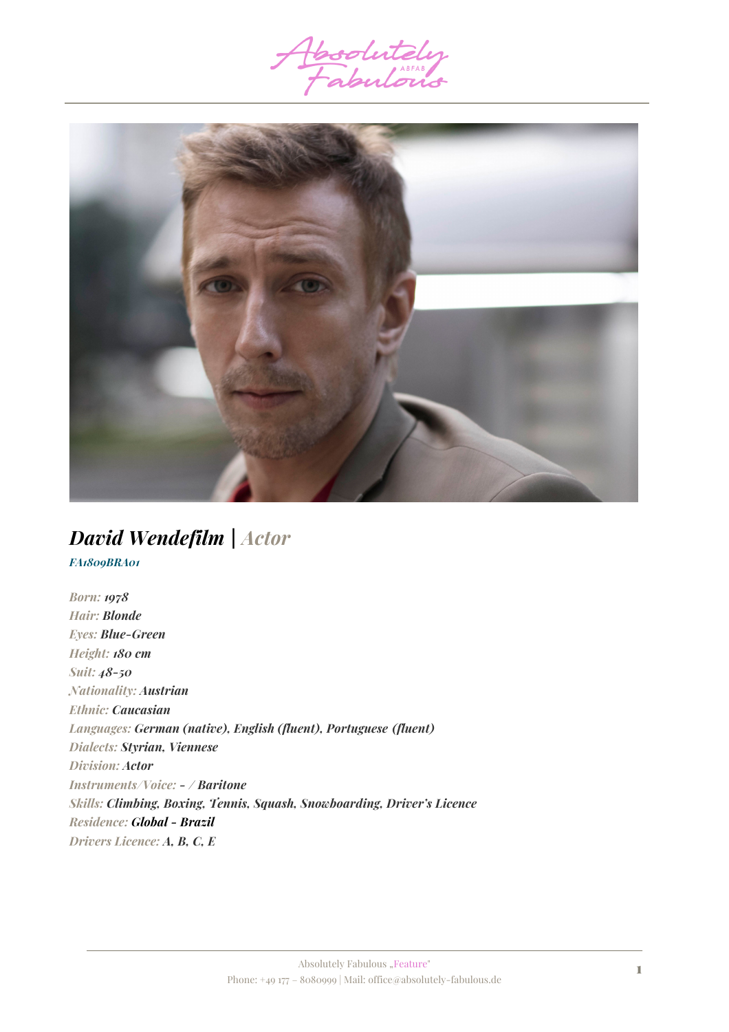# *David Wendefilm | Actor*

*FA1809BRA01*

*Born:* ***1978***
*Hair:* ***Blonde***
*Eyes:* ***Blue-Green***
*Height:* ***180 cm***
*Suit:* ***48-50***
*Nationality:* ***Austrian***
*Ethnic:* ***Caucasian***
*Languages:* ***German (native), English (fluent), Portuguese (fluent)***
*Dialects:* ***Styrian, Viennese***
*Division:* ***Actor***
*Instruments/Voice:* ***- / Baritone***
*Skills:* ***Climbing, Boxing, Tennis, Squash, Snowboarding, Driver's Licence***
*Residence:* ***Global - Brazil***
*Drivers Licence:* ***A, B, C, E***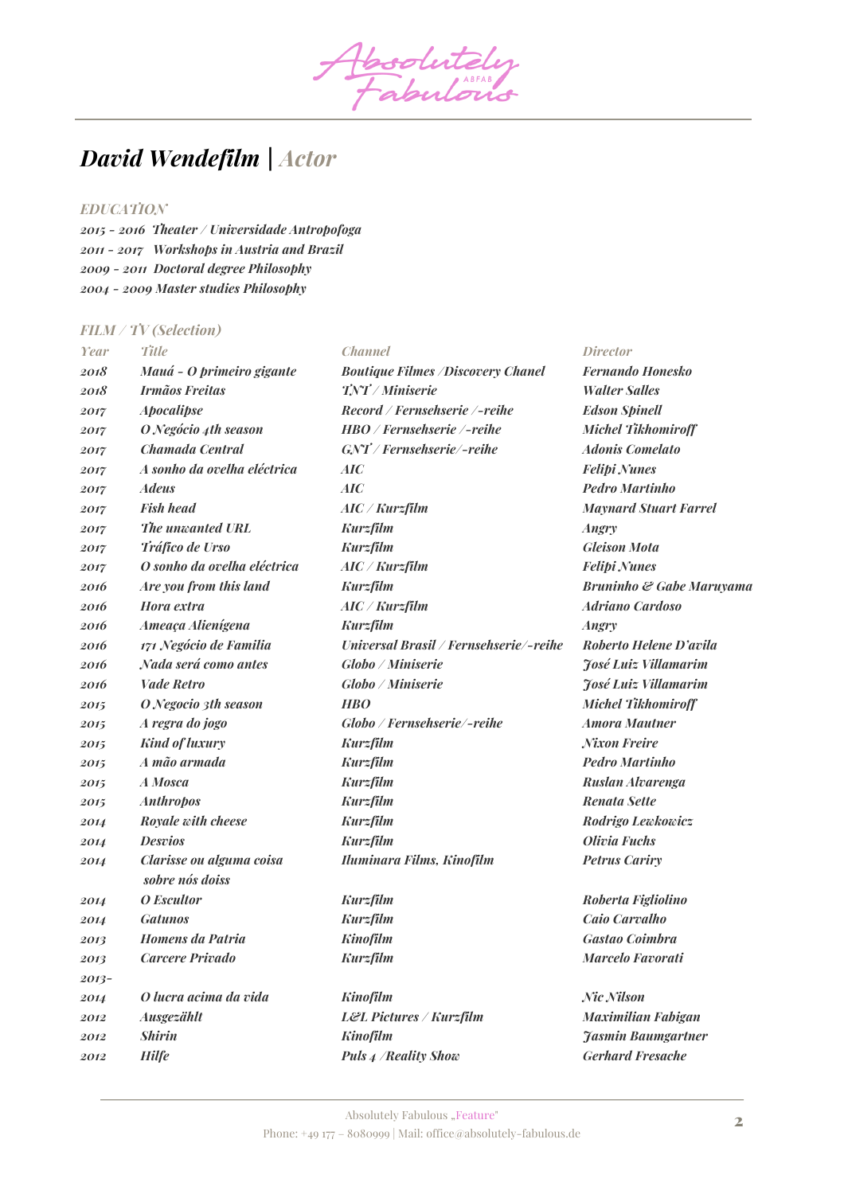# David Wendefilm | Actor

### EDUCATION

2015 - 2016 Theater / Universidade Antropofoga
2011 - 2017 Workshops in Austria and Brazil
2009 - 2011 Doctoral degree Philosophy
2004 - 2009 Master studies Philosophy

### FILM / TV (Selection)

| Year | Title | Channel | Director |
|---|---|---|---|
| 2018 | Mauá - O primeiro gigante | Boutique Filmes /Discovery Chanel | Fernando Honesko |
| 2018 | Irmãos Freitas | TNT / Miniserie | Walter Salles |
| 2017 | Apocalipse | Record / Fernsehserie /-reihe | Edson Spinell |
| 2017 | O Negócio 4th season | HBO / Fernsehserie /-reihe | Michel Tikhomiroff |
| 2017 | Chamada Central | GNT / Fernsehserie/-reihe | Adonis Comelato |
| 2017 | A sonho da ovelha eléctrica | AIC | Felipi Nunes |
| 2017 | Adeus | AIC | Pedro Martinho |
| 2017 | Fish head | AIC / Kurzfilm | Maynard Stuart Farrel |
| 2017 | The unwanted URL | Kurzfilm | Angry |
| 2017 | Tráfico de Urso | Kurzfilm | Gleison Mota |
| 2017 | O sonho da ovelha eléctrica | AIC / Kurzfilm | Felipi Nunes |
| 2016 | Are you from this land | Kurzfilm | Bruninho & Gabe Maruyama |
| 2016 | Hora extra | AIC / Kurzfilm | Adriano Cardoso |
| 2016 | Ameaça Alienígena | Kurzfilm | Angry |
| 2016 | 171 Negócio de Familia | Universal Brasil / Fernsehserie/-reihe | Roberto Helene D'avila |
| 2016 | Nada será como antes | Globo / Miniserie | José Luiz Villamarim |
| 2016 | Vade Retro | Globo / Miniserie | José Luiz Villamarim |
| 2015 | O Negocio 3th season | HBO | Michel Tikhomiroff |
| 2015 | A regra do jogo | Globo / Fernsehserie/-reihe | Amora Mautner |
| 2015 | Kind of luxury | Kurzfilm | Nixon Freire |
| 2015 | A mão armada | Kurzfilm | Pedro Martinho |
| 2015 | A Mosca | Kurzfilm | Ruslan Alvarenga |
| 2015 | Anthropos | Kurzfilm | Renata Sette |
| 2014 | Royale with cheese | Kurzfilm | Rodrigo Lewkowicz |
| 2014 | Desvios | Kurzfilm | Olivia Fuchs |
| 2014 | Clarisse ou alguma coisa sobre nós doiss | Iluminara Films, Kinofilm | Petrus Cariry |
| 2014 | O Escultor | Kurzfilm | Roberta Figliolino |
| 2014 | Gatunos | Kurzfilm | Caio Carvalho |
| 2013 | Homens da Patria | Kinofilm | Gastao Coimbra |
| 2013 | Carcere Privado | Kurzfilm | Marcelo Favorati |
| 2013-2014 | O lucra acima da vida | Kinofilm | Nic Nilson |
| 2012 | Ausgezählt | L&L Pictures / Kurzfilm | Maximilian Fabigan |
| 2012 | Shirin | Kinofilm | Jasmin Baumgartner |
| 2012 | Hilfe | Puls 4 /Reality Show | Gerhard Fresache |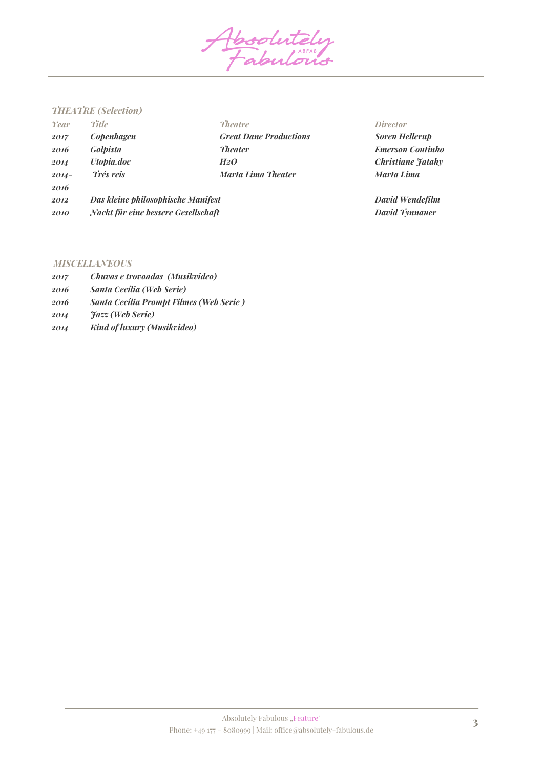Absolutely Fabulous

ABFAB

### *THEATRE (Selection)*

| Year | Title | Theatre | Director |
| --- | --- | --- | --- |
| 2017 | Copenhagen | Great Dane Productions | Soren Hellerup |
| 2016 | Golpista | Theater | Emerson Coutinho |
| 2014 | Utopia.doc | H2O | Christiane Jatahy |
| 2014-2016 | Trés reis | Marta Lima Theater | Marta Lima |
| 2012 | Das kleine philosophische Manifest | | David Wendefilm |
| 2010 | Nackt für eine bessere Gesellschaft | | David Tynnauer |

### *MISCELLANEOUS*

| | |
| --- | --- |
| 2017 | Chuvas e trovoadas (Musikvideo) |
| 2016 | Santa Cecília (Web Serie) |
| 2016 | Santa Cecília Prompt Filmes (Web Serie ) |
| 2014 | Jazz (Web Serie) |
| 2014 | Kind of luxury (Musikvideo) |

Absolutely Fabulous „Feature"
Phone: +49 177 – 8080999 | Mail: office@absolutely-fabulous.de